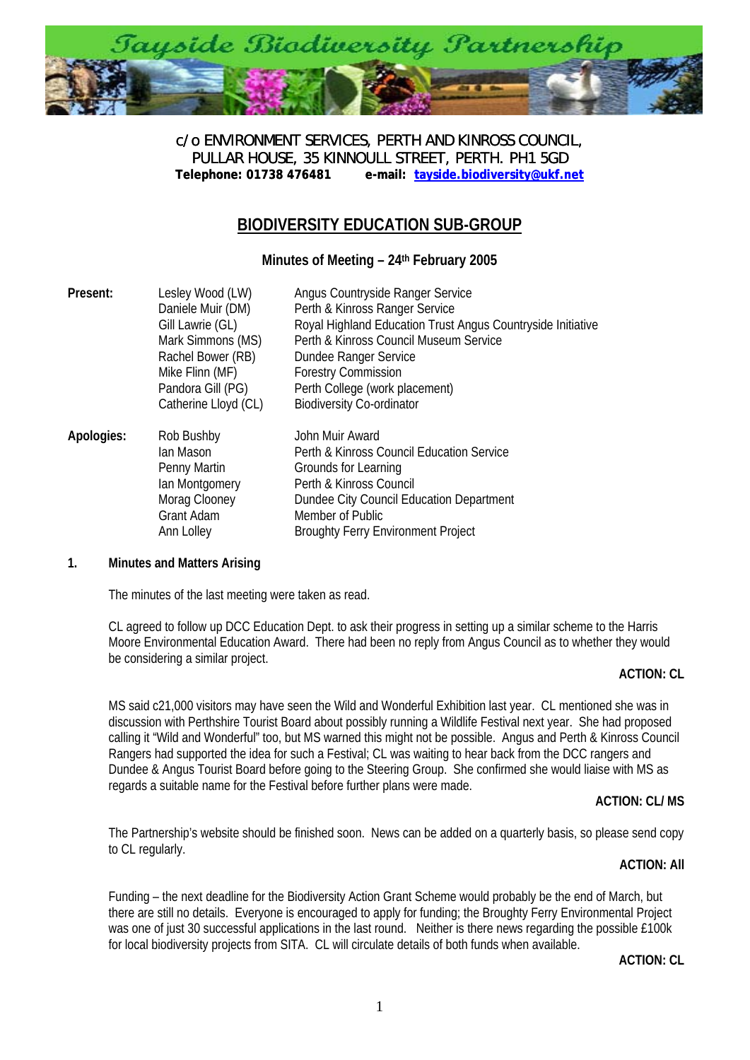# Tayside Biodiversity Partnership

c/o ENVIRONMENT SERVICES, PERTH AND KINROSS COUNCIL,
PULLAR HOUSE, 35 KINNOULL STREET, PERTH. PH1 5GD
**Telephone: 01738 476481 e-mail: tayside.biodiversity@ukf.net**

## BIODIVERSITY EDUCATION SUB-GROUP

### Minutes of Meeting – 24th February 2005

| | | |
|---|---|---|
| **Present:** | Lesley Wood (LW) | Angus Countryside Ranger Service |
| | Daniele Muir (DM) | Perth & Kinross Ranger Service |
| | Gill Lawrie (GL) | Royal Highland Education Trust Angus Countryside Initiative |
| | Mark Simmons (MS) | Perth & Kinross Council Museum Service |
| | Rachel Bower (RB) | Dundee Ranger Service |
| | Mike Flinn (MF) | Forestry Commission |
| | Pandora Gill (PG) | Perth College (work placement) |
| | Catherine Lloyd (CL) | Biodiversity Co-ordinator |
| **Apologies:** | Rob Bushby | John Muir Award |
| | Ian Mason | Perth & Kinross Council Education Service |
| | Penny Martin | Grounds for Learning |
| | Ian Montgomery | Perth & Kinross Council |
| | Morag Clooney | Dundee City Council Education Department |
| | Grant Adam | Member of Public |
| | Ann Lolley | Broughty Ferry Environment Project |

**1. Minutes and Matters Arising**

The minutes of the last meeting were taken as read.

CL agreed to follow up DCC Education Dept. to ask their progress in setting up a similar scheme to the Harris Moore Environmental Education Award. There had been no reply from Angus Council as to whether they would be considering a similar project.

**ACTION: CL**

MS said c21,000 visitors may have seen the Wild and Wonderful Exhibition last year. CL mentioned she was in discussion with Perthshire Tourist Board about possibly running a Wildlife Festival next year. She had proposed calling it "Wild and Wonderful" too, but MS warned this might not be possible. Angus and Perth & Kinross Council Rangers had supported the idea for such a Festival; CL was waiting to hear back from the DCC rangers and Dundee & Angus Tourist Board before going to the Steering Group. She confirmed she would liaise with MS as regards a suitable name for the Festival before further plans were made.

**ACTION: CL/ MS**

The Partnership's website should be finished soon. News can be added on a quarterly basis, so please send copy to CL regularly.

**ACTION: All**

Funding – the next deadline for the Biodiversity Action Grant Scheme would probably be the end of March, but there are still no details. Everyone is encouraged to apply for funding; the Broughty Ferry Environmental Project was one of just 30 successful applications in the last round. Neither is there news regarding the possible £100k for local biodiversity projects from SITA. CL will circulate details of both funds when available.

**ACTION: CL**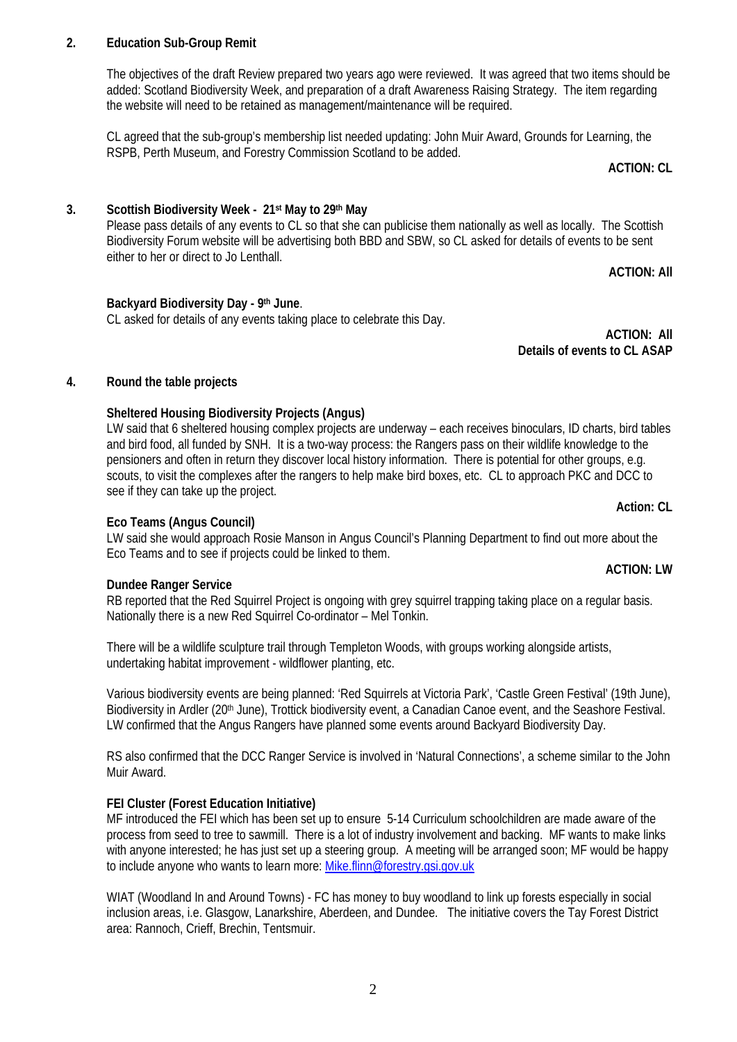## 2. Education Sub-Group Remit

The objectives of the draft Review prepared two years ago were reviewed. It was agreed that two items should be added: Scotland Biodiversity Week, and preparation of a draft Awareness Raising Strategy. The item regarding the website will need to be retained as management/maintenance will be required.

CL agreed that the sub-group's membership list needed updating: John Muir Award, Grounds for Learning, the RSPB, Perth Museum, and Forestry Commission Scotland to be added.

**ACTION: CL**

## 3. Scottish Biodiversity Week - 21st May to 29th May

Please pass details of any events to CL so that she can publicise them nationally as well as locally. The Scottish Biodiversity Forum website will be advertising both BBD and SBW, so CL asked for details of events to be sent either to her or direct to Jo Lenthall.

**ACTION: All**

**Backyard Biodiversity Day - 9th June.**

CL asked for details of any events taking place to celebrate this Day.

**ACTION: All**
**Details of events to CL ASAP**

## 4. Round the table projects

**Sheltered Housing Biodiversity Projects (Angus)**

LW said that 6 sheltered housing complex projects are underway – each receives binoculars, ID charts, bird tables and bird food, all funded by SNH. It is a two-way process: the Rangers pass on their wildlife knowledge to the pensioners and often in return they discover local history information. There is potential for other groups, e.g. scouts, to visit the complexes after the rangers to help make bird boxes, etc. CL to approach PKC and DCC to see if they can take up the project.

**Action: CL**

**Eco Teams (Angus Council)**

LW said she would approach Rosie Manson in Angus Council's Planning Department to find out more about the Eco Teams and to see if projects could be linked to them.

**ACTION: LW**

**Dundee Ranger Service**

RB reported that the Red Squirrel Project is ongoing with grey squirrel trapping taking place on a regular basis. Nationally there is a new Red Squirrel Co-ordinator – Mel Tonkin.

There will be a wildlife sculpture trail through Templeton Woods, with groups working alongside artists, undertaking habitat improvement - wildflower planting, etc.

Various biodiversity events are being planned: 'Red Squirrels at Victoria Park', 'Castle Green Festival' (19th June), Biodiversity in Ardler (20th June), Trottick biodiversity event, a Canadian Canoe event, and the Seashore Festival. LW confirmed that the Angus Rangers have planned some events around Backyard Biodiversity Day.

RS also confirmed that the DCC Ranger Service is involved in 'Natural Connections', a scheme similar to the John Muir Award.

**FEI Cluster (Forest Education Initiative)**

MF introduced the FEI which has been set up to ensure 5-14 Curriculum schoolchildren are made aware of the process from seed to tree to sawmill. There is a lot of industry involvement and backing. MF wants to make links with anyone interested; he has just set up a steering group. A meeting will be arranged soon; MF would be happy to include anyone who wants to learn more: Mike.flinn@forestry.gsi.gov.uk

WIAT (Woodland In and Around Towns) - FC has money to buy woodland to link up forests especially in social inclusion areas, i.e. Glasgow, Lanarkshire, Aberdeen, and Dundee. The initiative covers the Tay Forest District area: Rannoch, Crieff, Brechin, Tentsmuir.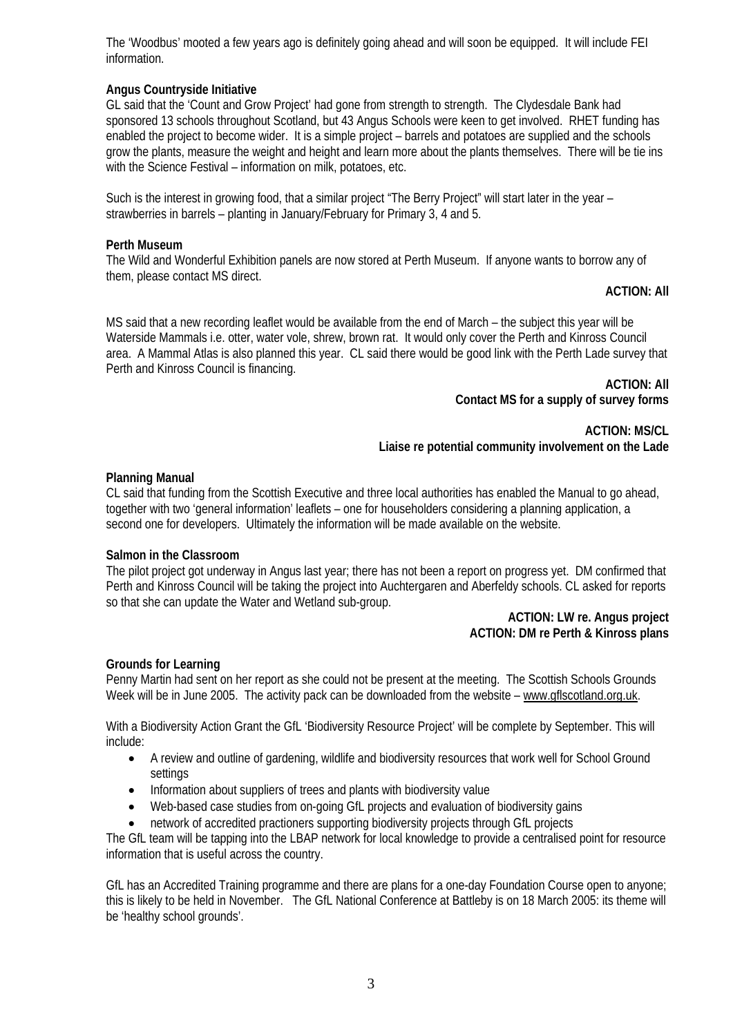The 'Woodbus' mooted a few years ago is definitely going ahead and will soon be equipped. It will include FEI information.

**Angus Countryside Initiative**

GL said that the 'Count and Grow Project' had gone from strength to strength. The Clydesdale Bank had sponsored 13 schools throughout Scotland, but 43 Angus Schools were keen to get involved. RHET funding has enabled the project to become wider. It is a simple project – barrels and potatoes are supplied and the schools grow the plants, measure the weight and height and learn more about the plants themselves. There will be tie ins with the Science Festival – information on milk, potatoes, etc.

Such is the interest in growing food, that a similar project "The Berry Project" will start later in the year – strawberries in barrels – planting in January/February for Primary 3, 4 and 5.

**Perth Museum**

The Wild and Wonderful Exhibition panels are now stored at Perth Museum. If anyone wants to borrow any of them, please contact MS direct.

**ACTION: All**

MS said that a new recording leaflet would be available from the end of March – the subject this year will be Waterside Mammals i.e. otter, water vole, shrew, brown rat. It would only cover the Perth and Kinross Council area. A Mammal Atlas is also planned this year. CL said there would be good link with the Perth Lade survey that Perth and Kinross Council is financing.

**ACTION: All**
**Contact MS for a supply of survey forms**

**ACTION: MS/CL**
**Liaise re potential community involvement on the Lade**

**Planning Manual**

CL said that funding from the Scottish Executive and three local authorities has enabled the Manual to go ahead, together with two 'general information' leaflets – one for householders considering a planning application, a second one for developers. Ultimately the information will be made available on the website.

**Salmon in the Classroom**

The pilot project got underway in Angus last year; there has not been a report on progress yet. DM confirmed that Perth and Kinross Council will be taking the project into Auchtergaren and Aberfeldy schools. CL asked for reports so that she can update the Water and Wetland sub-group.

**ACTION: LW re. Angus project**
**ACTION: DM re Perth & Kinross plans**

**Grounds for Learning**

Penny Martin had sent on her report as she could not be present at the meeting. The Scottish Schools Grounds Week will be in June 2005. The activity pack can be downloaded from the website – www.gflscotland.org.uk.

With a Biodiversity Action Grant the GfL 'Biodiversity Resource Project' will be complete by September. This will include:

- A review and outline of gardening, wildlife and biodiversity resources that work well for School Ground settings
- Information about suppliers of trees and plants with biodiversity value
- Web-based case studies from on-going GfL projects and evaluation of biodiversity gains
- network of accredited practioners supporting biodiversity projects through GfL projects

The GfL team will be tapping into the LBAP network for local knowledge to provide a centralised point for resource information that is useful across the country.

GfL has an Accredited Training programme and there are plans for a one-day Foundation Course open to anyone; this is likely to be held in November. The GfL National Conference at Battleby is on 18 March 2005: its theme will be 'healthy school grounds'.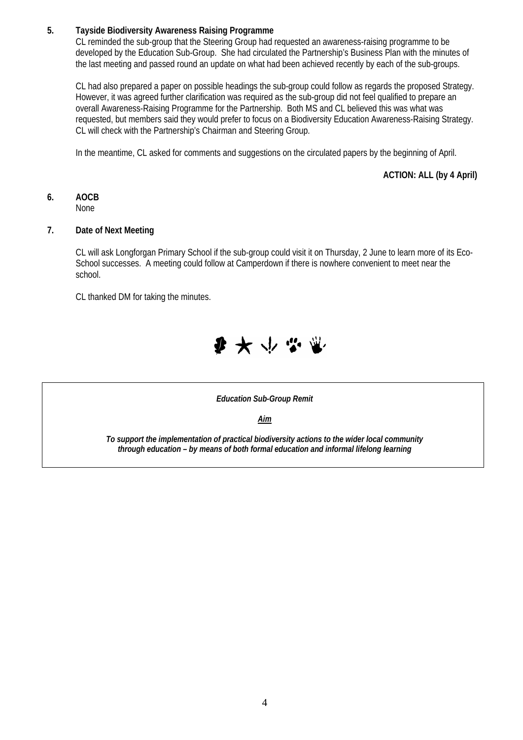**5. Tayside Biodiversity Awareness Raising Programme**

CL reminded the sub-group that the Steering Group had requested an awareness-raising programme to be developed by the Education Sub-Group. She had circulated the Partnership's Business Plan with the minutes of the last meeting and passed round an update on what had been achieved recently by each of the sub-groups.

CL had also prepared a paper on possible headings the sub-group could follow as regards the proposed Strategy. However, it was agreed further clarification was required as the sub-group did not feel qualified to prepare an overall Awareness-Raising Programme for the Partnership. Both MS and CL believed this was what was requested, but members said they would prefer to focus on a Biodiversity Education Awareness-Raising Strategy. CL will check with the Partnership's Chairman and Steering Group.

In the meantime, CL asked for comments and suggestions on the circulated papers by the beginning of April.

**ACTION: ALL (by 4 April)**

**6. AOCB**

None

**7. Date of Next Meeting**

CL will ask Longforgan Primary School if the sub-group could visit it on Thursday, 2 June to learn more of its Eco-School successes. A meeting could follow at Camperdown if there is nowhere convenient to meet near the school.

CL thanked DM for taking the minutes.

***Education Sub-Group Remit***

***Aim***

***To support the implementation of practical biodiversity actions to the wider local community through education – by means of both formal education and informal lifelong learning***